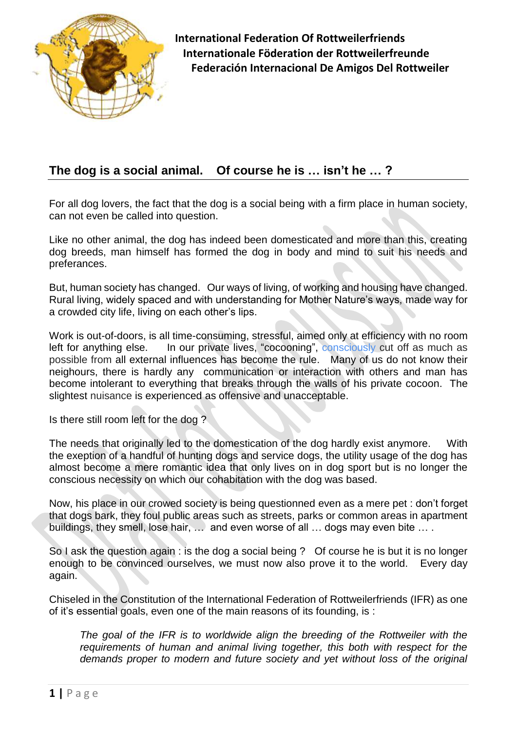**International Federation Of Rottweilerfriends**
**Internationale Föderation der Rottweilerfreunde**
**Federación Internacional De Amigos Del Rottweiler**

## The dog is a social animal. Of course he is … isn't he … ?

For all dog lovers, the fact that the dog is a social being with a firm place in human society, can not even be called into question.

Like no other animal, the dog has indeed been domesticated and more than this, creating dog breeds, man himself has formed the dog in body and mind to suit his needs and preferances.

But, human society has changed. Our ways of living, of working and housing have changed. Rural living, widely spaced and with understanding for Mother Nature's ways, made way for a crowded city life, living on each other's lips.

Work is out-of-doors, is all time-consuming, stressful, aimed only at efficiency with no room left for anything else. In our private lives, "cocooning", consciously cut off as much as possible from all external influences has become the rule. Many of us do not know their neighours, there is hardly any communication or interaction with others and man has become intolerant to everything that breaks through the walls of his private cocoon. The slightest nuisance is experienced as offensive and unacceptable.

Is there still room left for the dog ?

The needs that originally led to the domestication of the dog hardly exist anymore. With the exeption of a handful of hunting dogs and service dogs, the utility usage of the dog has almost become a mere romantic idea that only lives on in dog sport but is no longer the conscious necessity on which our cohabitation with the dog was based.

Now, his place in our crowed society is being questionned even as a mere pet : don't forget that dogs bark, they foul public areas such as streets, parks or common areas in apartment buildings, they smell, lose hair, … and even worse of all … dogs may even bite … .

So I ask the question again : is the dog a social being ? Of course he is but it is no longer enough to be convinced ourselves, we must now also prove it to the world. Every day again.

Chiseled in the Constitution of the International Federation of Rottweilerfriends (IFR) as one of it's essential goals, even one of the main reasons of its founding, is :

*The goal of the IFR is to worldwide align the breeding of the Rottweiler with the requirements of human and animal living together, this both with respect for the demands proper to modern and future society and yet without loss of the original*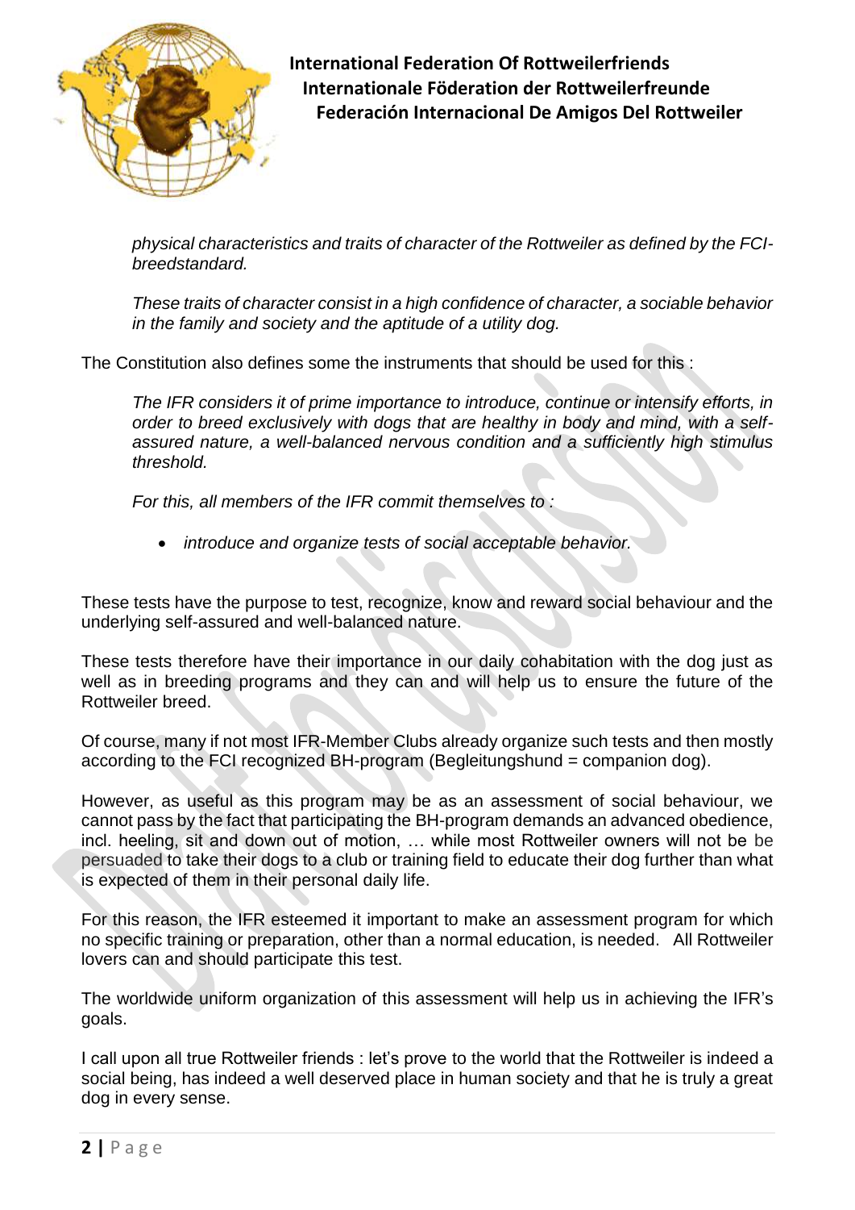*physical characteristics and traits of character of the Rottweiler as defined by the FCI-breedstandard.*

*These traits of character consist in a high confidence of character, a sociable behavior in the family and society and the aptitude of a utility dog.*

The Constitution also defines some the instruments that should be used for this :

*The IFR considers it of prime importance to introduce, continue or intensify efforts, in order to breed exclusively with dogs that are healthy in body and mind, with a self-assured nature, a well-balanced nervous condition and a sufficiently high stimulus threshold.*

*For this, all members of the IFR commit themselves to :*

- *introduce and organize tests of social acceptable behavior.*

These tests have the purpose to test, recognize, know and reward social behaviour and the underlying self-assured and well-balanced nature.

These tests therefore have their importance in our daily cohabitation with the dog just as well as in breeding programs and they can and will help us to ensure the future of the Rottweiler breed.

Of course, many if not most IFR-Member Clubs already organize such tests and then mostly according to the FCI recognized BH-program (Begleitungshund = companion dog).

However, as useful as this program may be as an assessment of social behaviour, we cannot pass by the fact that participating the BH-program demands an advanced obedience, incl. heeling, sit and down out of motion, … while most Rottweiler owners will not be be persuaded to take their dogs to a club or training field to educate their dog further than what is expected of them in their personal daily life.

For this reason, the IFR esteemed it important to make an assessment program for which no specific training or preparation, other than a normal education, is needed. All Rottweiler lovers can and should participate this test.

The worldwide uniform organization of this assessment will help us in achieving the IFR's goals.

I call upon all true Rottweiler friends : let's prove to the world that the Rottweiler is indeed a social being, has indeed a well deserved place in human society and that he is truly a great dog in every sense.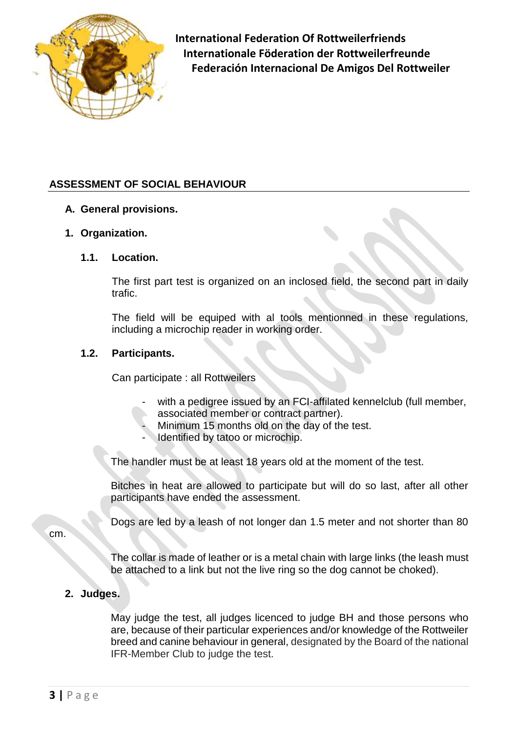**International Federation Of Rottweilerfriends**
**Internationale Föderation der Rottweilerfreunde**
**Federación Internacional De Amigos Del Rottweiler**

## ASSESSMENT OF SOCIAL BEHAVIOUR

### A. General provisions.

#### 1. Organization.

##### 1.1. Location.

The first part test is organized on an inclosed field, the second part in daily trafic.

The field will be equiped with al tools mentionned in these regulations, including a microchip reader in working order.

##### 1.2. Participants.

Can participate : all Rottweilers

- with a pedigree issued by an FCI-affilated kennelclub (full member, associated member or contract partner).
- Minimum 15 months old on the day of the test.
- Identified by tatoo or microchip.

The handler must be at least 18 years old at the moment of the test.

Bitches in heat are allowed to participate but will do so last, after all other participants have ended the assessment.

Dogs are led by a leash of not longer dan 1.5 meter and not shorter than 80 cm.

The collar is made of leather or is a metal chain with large links (the leash must be attached to a link but not the live ring so the dog cannot be choked).

#### 2. Judges.

May judge the test, all judges licenced to judge BH and those persons who are, because of their particular experiences and/or knowledge of the Rottweiler breed and canine behaviour in general, designated by the Board of the national IFR-Member Club to judge the test.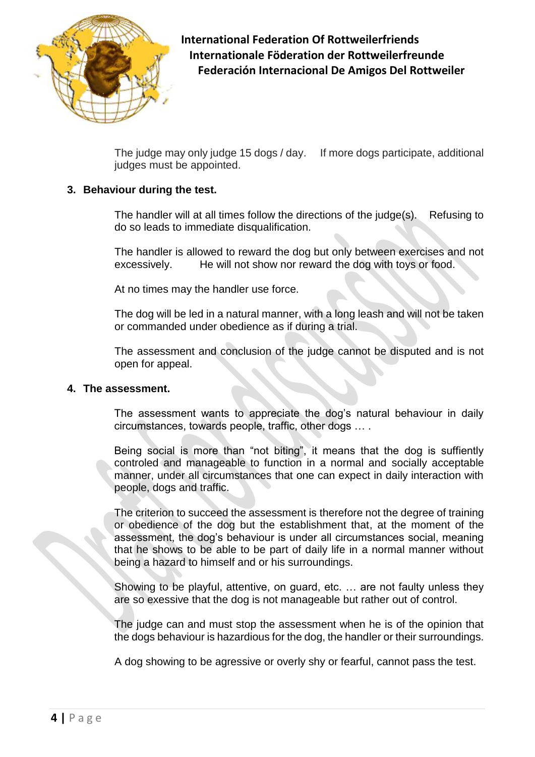The judge may only judge 15 dogs / day. If more dogs participate, additional judges must be appointed.

## 3. Behaviour during the test.

The handler will at all times follow the directions of the judge(s). Refusing to do so leads to immediate disqualification.

The handler is allowed to reward the dog but only between exercises and not excessively. He will not show nor reward the dog with toys or food.

At no times may the handler use force.

The dog will be led in a natural manner, with a long leash and will not be taken or commanded under obedience as if during a trial.

The assessment and conclusion of the judge cannot be disputed and is not open for appeal.

## 4. The assessment.

The assessment wants to appreciate the dog's natural behaviour in daily circumstances, towards people, traffic, other dogs … .

Being social is more than "not biting", it means that the dog is suffiently controled and manageable to function in a normal and socially acceptable manner, under all circumstances that one can expect in daily interaction with people, dogs and traffic.

The criterion to succeed the assessment is therefore not the degree of training or obedience of the dog but the establishment that, at the moment of the assessment, the dog's behaviour is under all circumstances social, meaning that he shows to be able to be part of daily life in a normal manner without being a hazard to himself and or his surroundings.

Showing to be playful, attentive, on guard, etc. … are not faulty unless they are so exessive that the dog is not manageable but rather out of control.

The judge can and must stop the assessment when he is of the opinion that the dogs behaviour is hazardious for the dog, the handler or their surroundings.

A dog showing to be agressive or overly shy or fearful, cannot pass the test.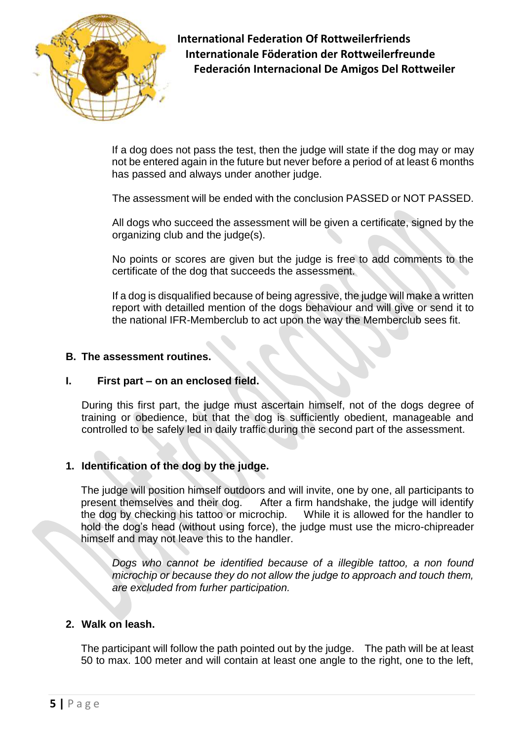If a dog does not pass the test, then the judge will state if the dog may or may not be entered again in the future but never before a period of at least 6 months has passed and always under another judge.

The assessment will be ended with the conclusion PASSED or NOT PASSED.

All dogs who succeed the assessment will be given a certificate, signed by the organizing club and the judge(s).

No points or scores are given but the judge is free to add comments to the certificate of the dog that succeeds the assessment.

If a dog is disqualified because of being agressive, the judge will make a written report with detailled mention of the dogs behaviour and will give or send it to the national IFR-Memberclub to act upon the way the Memberclub sees fit.

## B. The assessment routines.

### I. First part – on an enclosed field.

During this first part, the judge must ascertain himself, not of the dogs degree of training or obedience, but that the dog is sufficiently obedient, manageable and controlled to be safely led in daily traffic during the second part of the assessment.

### 1. Identification of the dog by the judge.

The judge will position himself outdoors and will invite, one by one, all participants to present themselves and their dog. After a firm handshake, the judge will identify the dog by checking his tattoo or microchip. While it is allowed for the handler to hold the dog's head (without using force), the judge must use the micro-chipreader himself and may not leave this to the handler.

*Dogs who cannot be identified because of a illegible tattoo, a non found microchip or because they do not allow the judge to approach and touch them, are excluded from furher participation.*

### 2. Walk on leash.

The participant will follow the path pointed out by the judge. The path will be at least 50 to max. 100 meter and will contain at least one angle to the right, one to the left,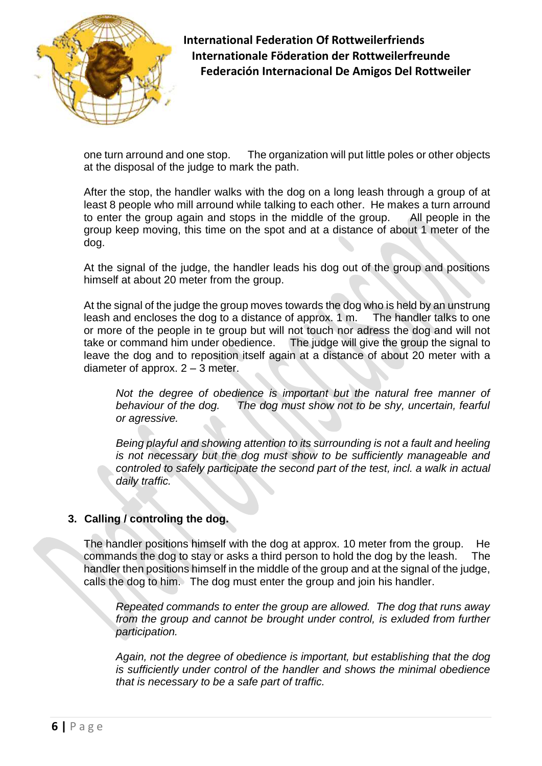one turn arround and one stop. The organization will put little poles or other objects at the disposal of the judge to mark the path.

After the stop, the handler walks with the dog on a long leash through a group of at least 8 people who mill arround while talking to each other. He makes a turn arround to enter the group again and stops in the middle of the group. All people in the group keep moving, this time on the spot and at a distance of about 1 meter of the dog.

At the signal of the judge, the handler leads his dog out of the group and positions himself at about 20 meter from the group.

At the signal of the judge the group moves towards the dog who is held by an unstrung leash and encloses the dog to a distance of approx. 1 m. The handler talks to one or more of the people in te group but will not touch nor adress the dog and will not take or command him under obedience. The judge will give the group the signal to leave the dog and to reposition itself again at a distance of about 20 meter with a diameter of approx. 2 – 3 meter.

> *Not the degree of obedience is important but the natural free manner of behaviour of the dog. The dog must show not to be shy, uncertain, fearful or agressive.*
>
> *Being playful and showing attention to its surrounding is not a fault and heeling is not necessary but the dog must show to be sufficiently manageable and controled to safely participate the second part of the test, incl. a walk in actual daily traffic.*

### 3. Calling / controling the dog.

The handler positions himself with the dog at approx. 10 meter from the group. He commands the dog to stay or asks a third person to hold the dog by the leash. The handler then positions himself in the middle of the group and at the signal of the judge, calls the dog to him. The dog must enter the group and join his handler.

> *Repeated commands to enter the group are allowed. The dog that runs away from the group and cannot be brought under control, is exluded from further participation.*
>
> *Again, not the degree of obedience is important, but establishing that the dog is sufficiently under control of the handler and shows the minimal obedience that is necessary to be a safe part of traffic.*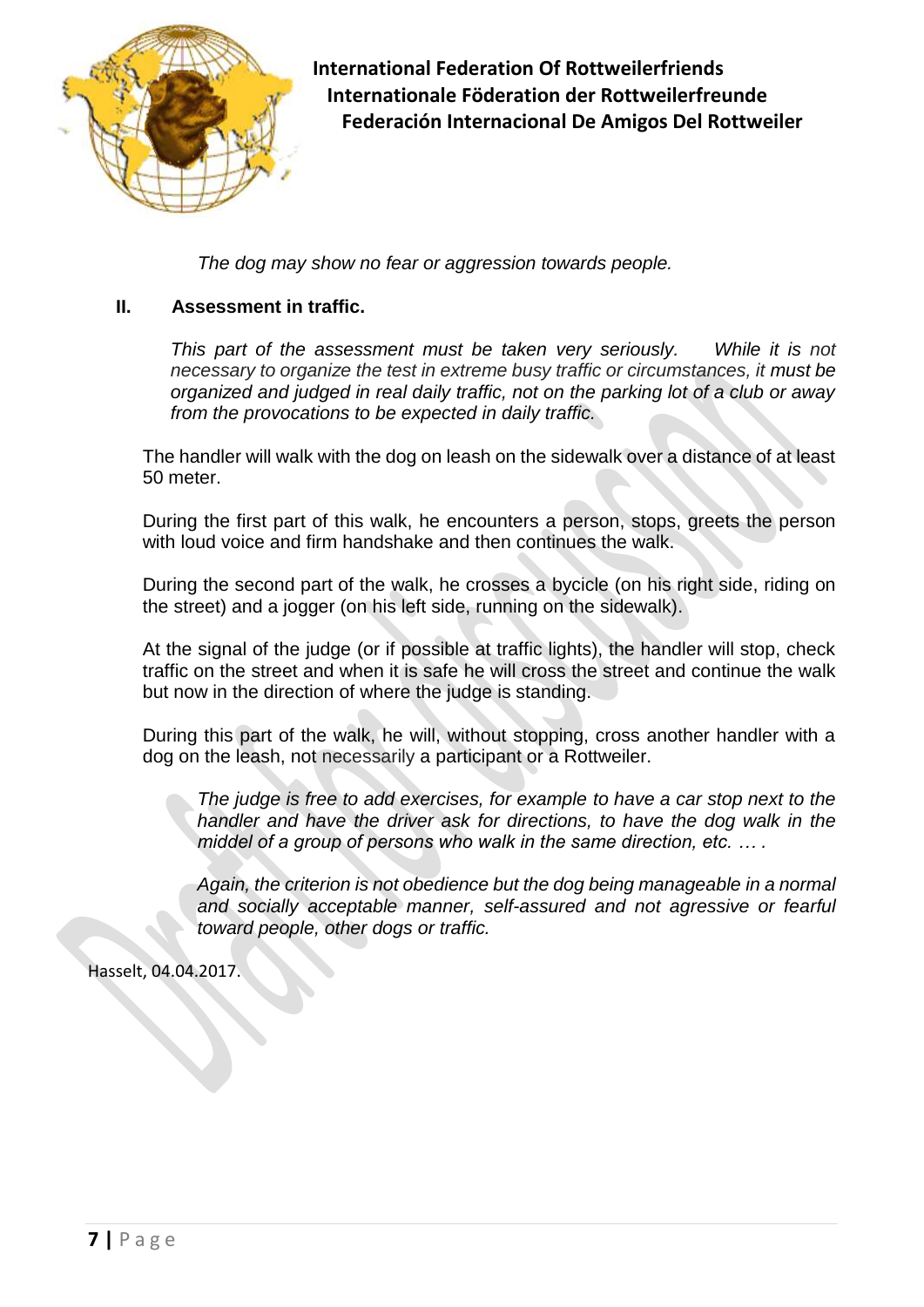*The dog may show no fear or aggression towards people.*

## II. Assessment in traffic.

*This part of the assessment must be taken very seriously. While it is not necessary to organize the test in extreme busy traffic or circumstances, it must be organized and judged in real daily traffic, not on the parking lot of a club or away from the provocations to be expected in daily traffic.*

The handler will walk with the dog on leash on the sidewalk over a distance of at least 50 meter.

During the first part of this walk, he encounters a person, stops, greets the person with loud voice and firm handshake and then continues the walk.

During the second part of the walk, he crosses a bycicle (on his right side, riding on the street) and a jogger (on his left side, running on the sidewalk).

At the signal of the judge (or if possible at traffic lights), the handler will stop, check traffic on the street and when it is safe he will cross the street and continue the walk but now in the direction of where the judge is standing.

During this part of the walk, he will, without stopping, cross another handler with a dog on the leash, not necessarily a participant or a Rottweiler.

*The judge is free to add exercises, for example to have a car stop next to the handler and have the driver ask for directions, to have the dog walk in the middel of a group of persons who walk in the same direction, etc. … .*

*Again, the criterion is not obedience but the dog being manageable in a normal and socially acceptable manner, self-assured and not agressive or fearful toward people, other dogs or traffic.*

Hasselt, 04.04.2017.